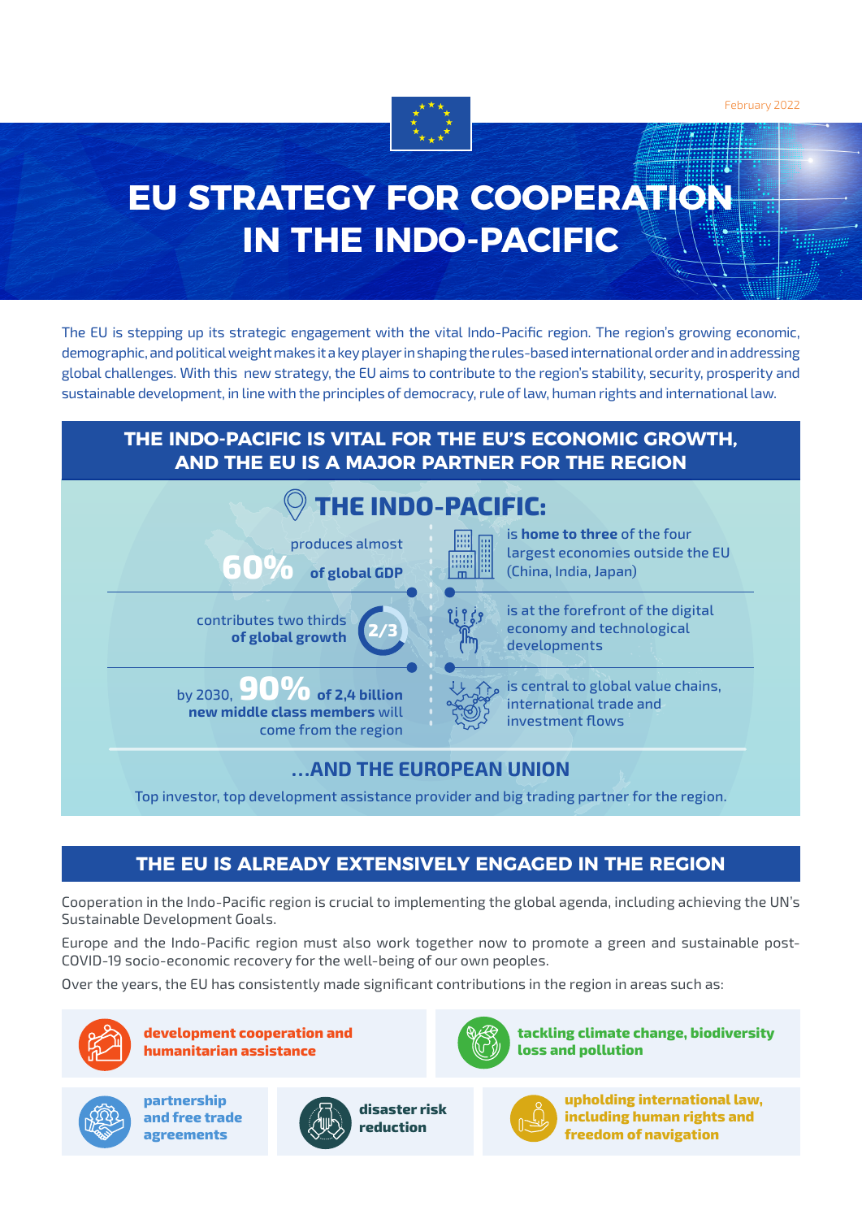February 2022

# EU STRATEGY FOR COOPERATION IN THE INDO-PACIFIC

The EU is stepping up its strategic engagement with the vital Indo-Pacific region. The region's growing economic, demographic, and political weight makes it a key player in shaping the rules-based international order and in addressing global challenges. With this new strategy, the EU aims to contribute to the region's stability, security, prosperity and sustainable development, in line with the principles of democracy, rule of law, human rights and international law.

## THE INDO-PACIFIC IS VITAL FOR THE EU'S ECONOMIC GROWTH, AND THE EU IS A MAJOR PARTNER FOR THE REGION

### THE INDO-PACIFIC:

- produces almost **60%** **of global GDP**
- contributes two thirds **of global growth** (2/3)
- by 2030, **90%** **of 2,4 billion new middle class members** will come from the region
- is **home to three** of the four largest economies outside the EU (China, India, Japan)
- is at the forefront of the digital economy and technological developments
- is central to global value chains, international trade and investment flows

### ...AND THE EUROPEAN UNION

Top investor, top development assistance provider and big trading partner for the region.

## THE EU IS ALREADY EXTENSIVELY ENGAGED IN THE REGION

Cooperation in the Indo-Pacific region is crucial to implementing the global agenda, including achieving the UN's Sustainable Development Goals.

Europe and the Indo-Pacific region must also work together now to promote a green and sustainable post-COVID-19 socio-economic recovery for the well-being of our own peoples.

Over the years, the EU has consistently made significant contributions in the region in areas such as:

- **development cooperation and humanitarian assistance**
- **tackling climate change, biodiversity loss and pollution**
- **partnership and free trade agreements**
- **disaster risk reduction**
- **upholding international law, including human rights and freedom of navigation**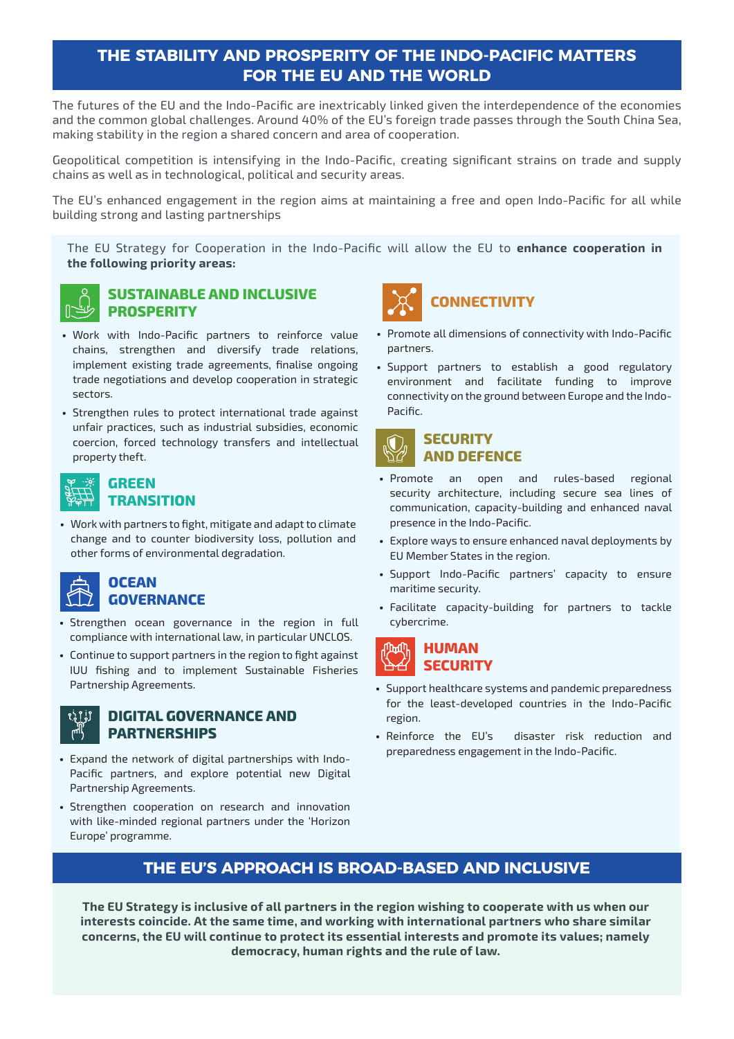# THE STABILITY AND PROSPERITY OF THE INDO-PACIFIC MATTERS FOR THE EU AND THE WORLD

The futures of the EU and the Indo-Pacific are inextricably linked given the interdependence of the economies and the common global challenges. Around 40% of the EU's foreign trade passes through the South China Sea, making stability in the region a shared concern and area of cooperation.

Geopolitical competition is intensifying in the Indo-Pacific, creating significant strains on trade and supply chains as well as in technological, political and security areas.

The EU's enhanced engagement in the region aims at maintaining a free and open Indo-Pacific for all while building strong and lasting partnerships

The EU Strategy for Cooperation in the Indo-Pacific will allow the EU to **enhance cooperation in the following priority areas:**

## SUSTAINABLE AND INCLUSIVE PROSPERITY

- Work with Indo-Pacific partners to reinforce value chains, strengthen and diversify trade relations, implement existing trade agreements, finalise ongoing trade negotiations and develop cooperation in strategic sectors.
- Strengthen rules to protect international trade against unfair practices, such as industrial subsidies, economic coercion, forced technology transfers and intellectual property theft.

## GREEN TRANSITION

- Work with partners to fight, mitigate and adapt to climate change and to counter biodiversity loss, pollution and other forms of environmental degradation.

## OCEAN GOVERNANCE

- Strengthen ocean governance in the region in full compliance with international law, in particular UNCLOS.
- Continue to support partners in the region to fight against IUU fishing and to implement Sustainable Fisheries Partnership Agreements.

## DIGITAL GOVERNANCE AND PARTNERSHIPS

- Expand the network of digital partnerships with Indo-Pacific partners, and explore potential new Digital Partnership Agreements.
- Strengthen cooperation on research and innovation with like-minded regional partners under the 'Horizon Europe' programme.

## CONNECTIVITY

- Promote all dimensions of connectivity with Indo-Pacific partners.
- Support partners to establish a good regulatory environment and facilitate funding to improve connectivity on the ground between Europe and the Indo-Pacific.

## SECURITY AND DEFENCE

- Promote an open and rules-based regional security architecture, including secure sea lines of communication, capacity-building and enhanced naval presence in the Indo-Pacific.
- Explore ways to ensure enhanced naval deployments by EU Member States in the region.
- Support Indo-Pacific partners' capacity to ensure maritime security.
- Facilitate capacity-building for partners to tackle cybercrime.

## HUMAN SECURITY

- Support healthcare systems and pandemic preparedness for the least-developed countries in the Indo-Pacific region.
- Reinforce the EU's disaster risk reduction and preparedness engagement in the Indo-Pacific.

# THE EU'S APPROACH IS BROAD-BASED AND INCLUSIVE

**The EU Strategy is inclusive of all partners in the region wishing to cooperate with us when our interests coincide. At the same time, and working with international partners who share similar concerns, the EU will continue to protect its essential interests and promote its values; namely democracy, human rights and the rule of law.**